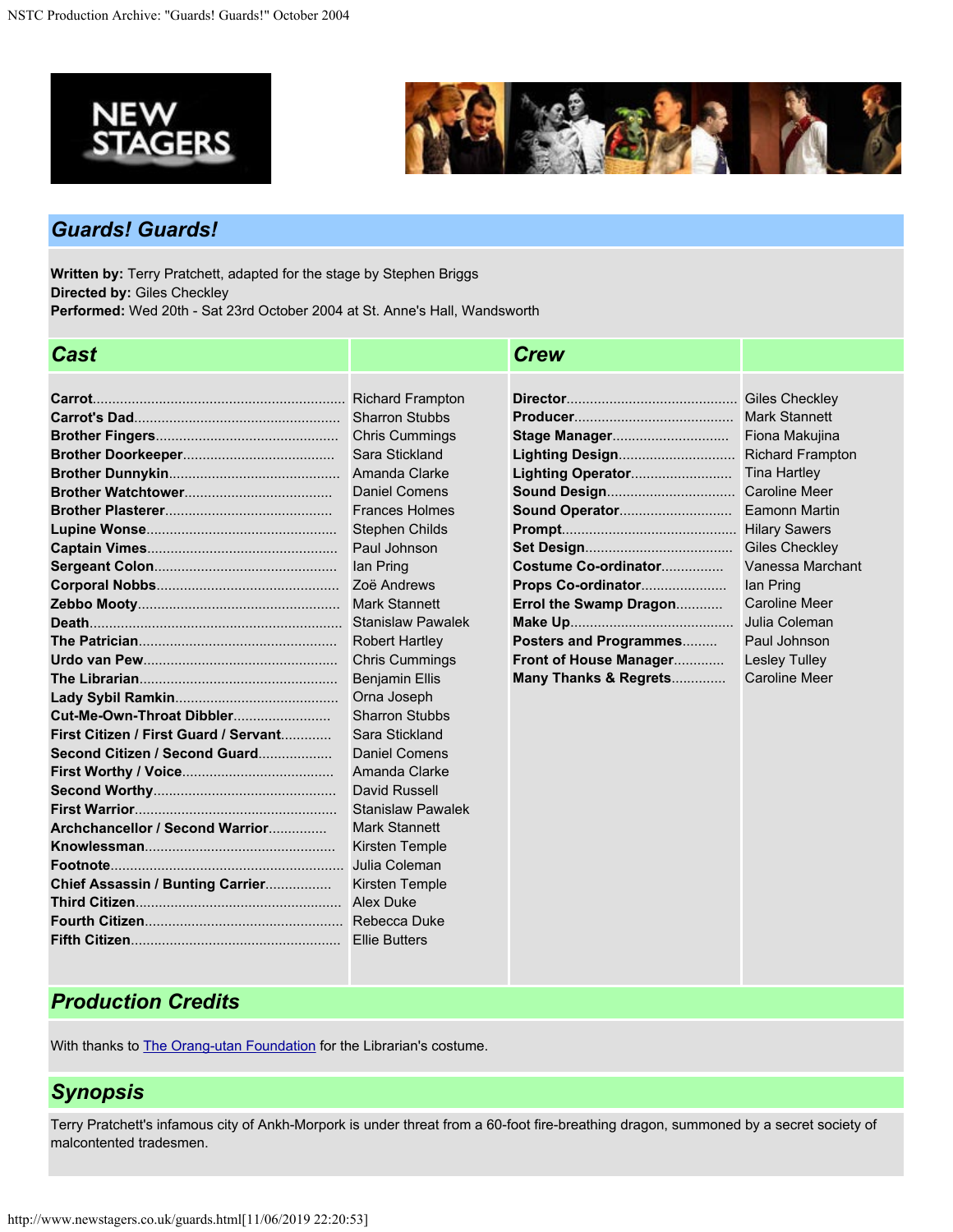## Guards! Guards!

**Written by:** Terry Pratchett, adapted for the stage by Stephen Briggs
**Directed by:** Giles Checkley
**Performed:** Wed 20th - Sat 23rd October 2004 at St. Anne's Hall, Wandsworth

## Cast

| Role | Actor |
| --- | --- |
| **Carrot** | Richard Frampton |
| **Carrot's Dad** | Sharron Stubbs |
| **Brother Fingers** | Chris Cummings |
| **Brother Doorkeeper** | Sara Stickland |
| **Brother Dunnykin** | Amanda Clarke |
| **Brother Watchtower** | Daniel Comens |
| **Brother Plasterer** | Frances Holmes |
| **Lupine Wonse** | Stephen Childs |
| **Captain Vimes** | Paul Johnson |
| **Sergeant Colon** | Ian Pring |
| **Corporal Nobbs** | Zoë Andrews |
| **Zebbo Mooty** | Mark Stannett |
| **Death** | Stanislaw Pawalek |
| **The Patrician** | Robert Hartley |
| **Urdo van Pew** | Chris Cummings |
| **The Librarian** | Benjamin Ellis |
| **Lady Sybil Ramkin** | Orna Joseph |
| **Cut-Me-Own-Throat Dibbler** | Sharron Stubbs |
| **First Citizen / First Guard / Servant** | Sara Stickland |
| **Second Citizen / Second Guard** | Daniel Comens |
| **First Worthy / Voice** | Amanda Clarke |
| **Second Worthy** | David Russell |
| **First Warrior** | Stanislaw Pawalek |
| **Archchancellor / Second Warrior** | Mark Stannett |
| **Knowlessman** | Kirsten Temple |
| **Footnote** | Julia Coleman |
| **Chief Assassin / Bunting Carrier** | Kirsten Temple |
| **Third Citizen** | Alex Duke |
| **Fourth Citizen** | Rebecca Duke |
| **Fifth Citizen** | Ellie Butters |

## Crew

| Role | Name |
| --- | --- |
| **Director** | Giles Checkley |
| **Producer** | Mark Stannett |
| **Stage Manager** | Fiona Makujina |
| **Lighting Design** | Richard Frampton |
| **Lighting Operator** | Tina Hartley |
| **Sound Design** | Caroline Meer |
| **Sound Operator** | Eamonn Martin |
| **Prompt** | Hilary Sawers |
| **Set Design** | Giles Checkley |
| **Costume Co-ordinator** | Vanessa Marchant |
| **Props Co-ordinator** | Ian Pring |
| **Errol the Swamp Dragon** | Caroline Meer |
| **Make Up** | Julia Coleman |
| **Posters and Programmes** | Paul Johnson |
| **Front of House Manager** | Lesley Tulley |
| **Many Thanks & Regrets** | Caroline Meer |

## Production Credits

With thanks to The Orang-utan Foundation for the Librarian's costume.

## Synopsis

Terry Pratchett's infamous city of Ankh-Morpork is under threat from a 60-foot fire-breathing dragon, summoned by a secret society of malcontented tradesmen.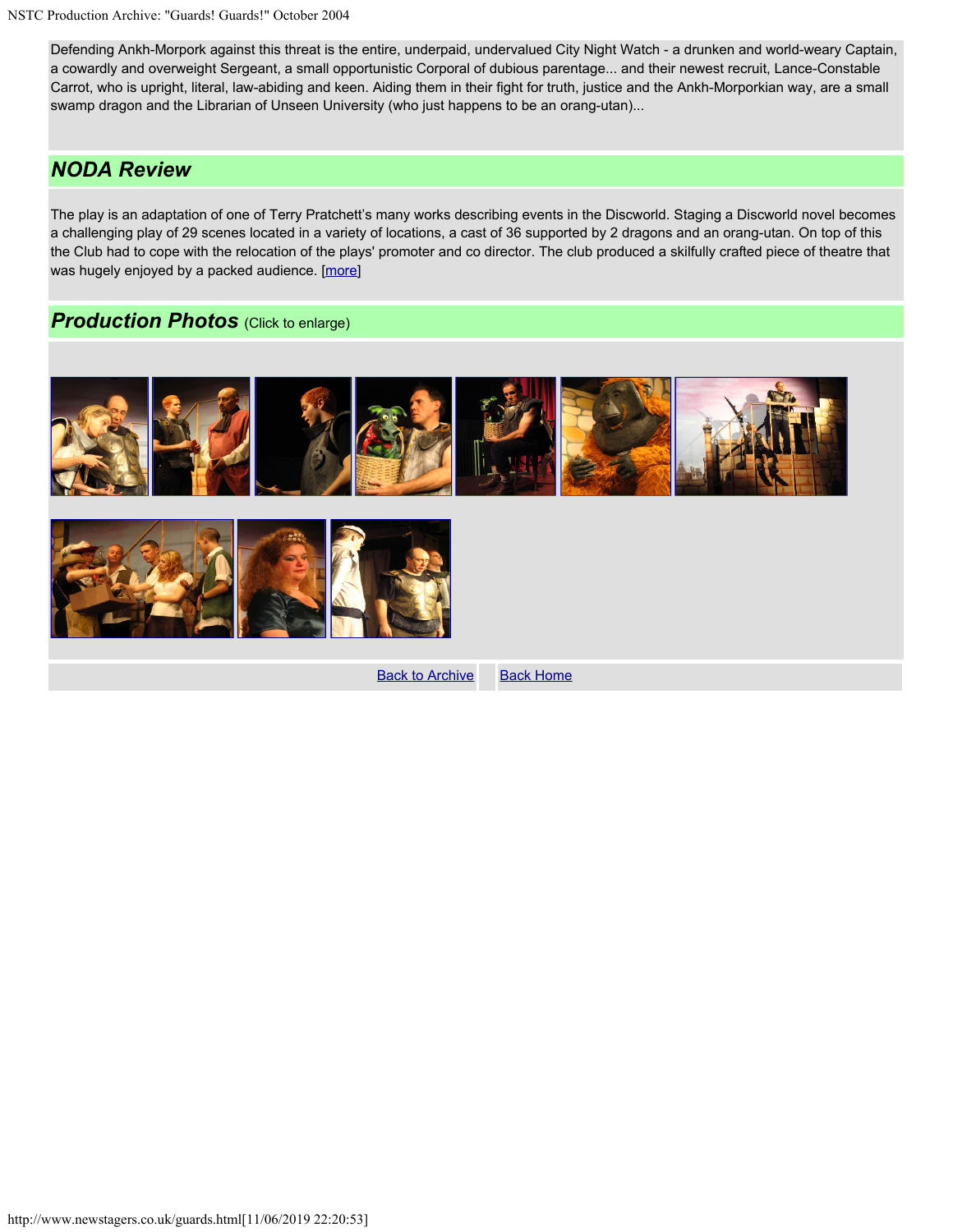Defending Ankh-Morpork against this threat is the entire, underpaid, undervalued City Night Watch - a drunken and world-weary Captain, a cowardly and overweight Sergeant, a small opportunistic Corporal of dubious parentage... and their newest recruit, Lance-Constable Carrot, who is upright, literal, law-abiding and keen. Aiding them in their fight for truth, justice and the Ankh-Morporkian way, are a small swamp dragon and the Librarian of Unseen University (who just happens to be an orang-utan)...

## *NODA Review*

The play is an adaptation of one of Terry Pratchett's many works describing events in the Discworld. Staging a Discworld novel becomes a challenging play of 29 scenes located in a variety of locations, a cast of 36 supported by 2 dragons and an orang-utan. On top of this the Club had to cope with the relocation of the plays' promoter and co director. The club produced a skilfully crafted piece of theatre that was hugely enjoyed by a packed audience. [more]

## *Production Photos* (Click to enlarge)

Back to Archive | Back Home